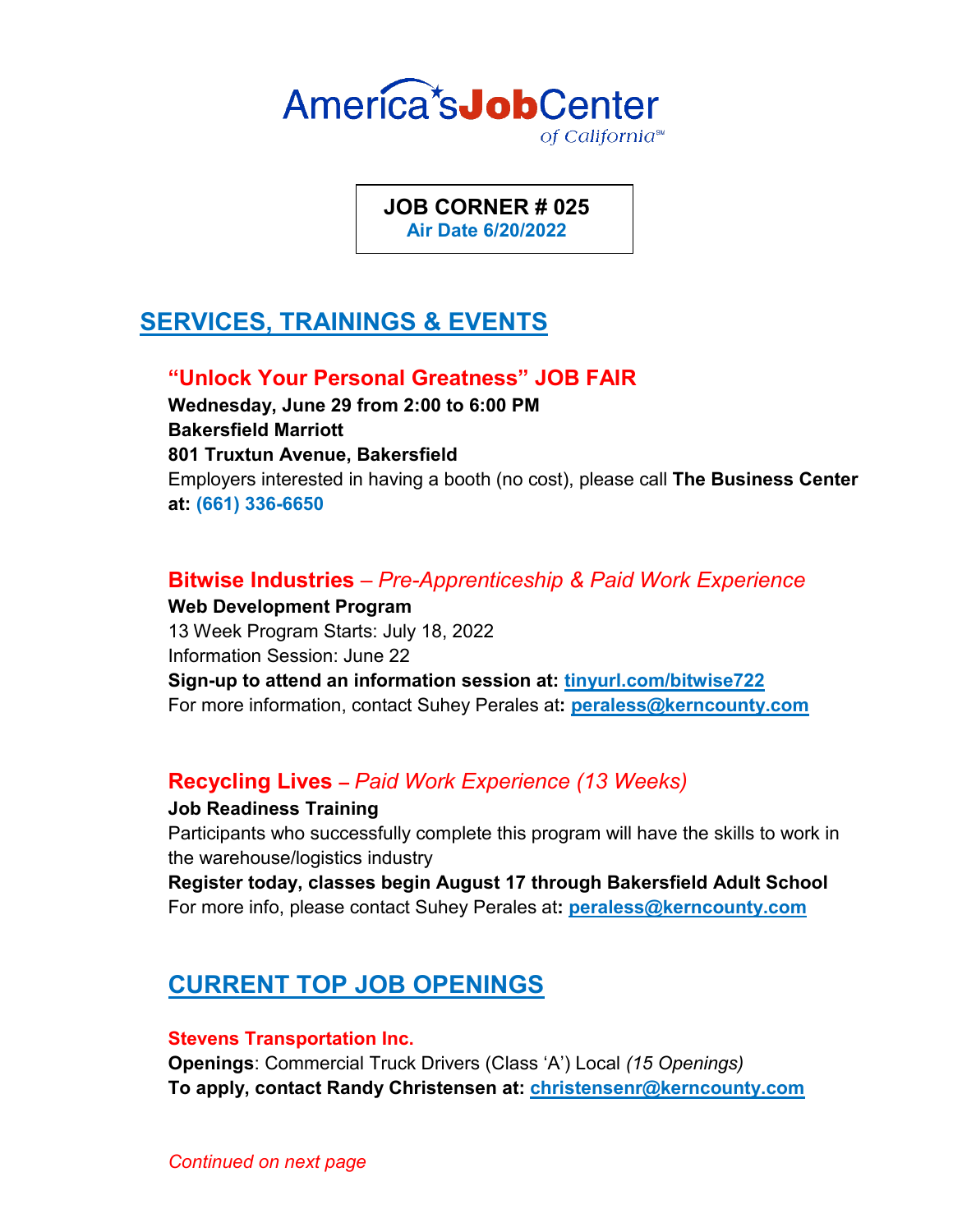# America's Job Center of California℠

**JOB CORNER # 025**
**Air Date 6/20/2022**

## SERVICES, TRAININGS & EVENTS

### "Unlock Your Personal Greatness" JOB FAIR

**Wednesday, June 29 from 2:00 to 6:00 PM**
**Bakersfield Marriott**
**801 Truxtun Avenue, Bakersfield**
Employers interested in having a booth (no cost), please call **The Business Center at: (661) 336-6650**

### Bitwise Industries – *Pre-Apprenticeship & Paid Work Experience*

**Web Development Program**
13 Week Program Starts: July 18, 2022
Information Session: June 22
**Sign-up to attend an information session at: tinyurl.com/bitwise722**
For more information, contact Suhey Perales at**: peraless@kerncounty.com**

### Recycling Lives – *Paid Work Experience (13 Weeks)*

**Job Readiness Training**
Participants who successfully complete this program will have the skills to work in the warehouse/logistics industry
**Register today, classes begin August 17 through Bakersfield Adult School**
For more info, please contact Suhey Perales at**: peraless@kerncounty.com**

## CURRENT TOP JOB OPENINGS

**Stevens Transportation Inc.**
**Openings**: Commercial Truck Drivers (Class 'A') Local *(15 Openings)*
**To apply, contact Randy Christensen at: christensenr@kerncounty.com**

*Continued on next page*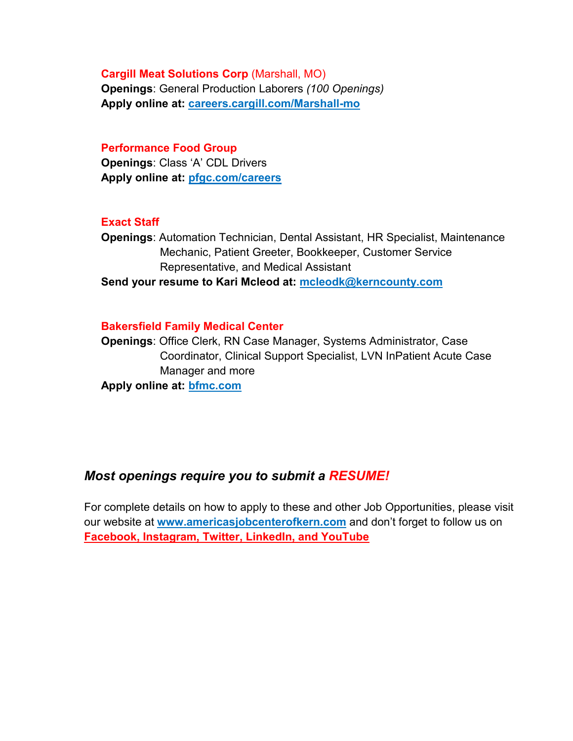**Cargill Meat Solutions Corp** (Marshall, MO)
**Openings**: General Production Laborers *(100 Openings)*
**Apply online at:** **careers.cargill.com/Marshall-mo**

**Performance Food Group**
**Openings**: Class 'A' CDL Drivers
**Apply online at:** **pfgc.com/careers**

**Exact Staff**
**Openings**: Automation Technician, Dental Assistant, HR Specialist, Maintenance Mechanic, Patient Greeter, Bookkeeper, Customer Service Representative, and Medical Assistant
**Send your resume to Kari Mcleod at:** **mcleodk@kerncounty.com**

**Bakersfield Family Medical Center**
**Openings**: Office Clerk, RN Case Manager, Systems Administrator, Case Coordinator, Clinical Support Specialist, LVN InPatient Acute Case Manager and more
**Apply online at:** **bfmc.com**

***Most openings require you to submit a RESUME!***

For complete details on how to apply to these and other Job Opportunities, please visit our website at **www.americasjobcenterofkern.com** and don't forget to follow us on **Facebook, Instagram, Twitter, LinkedIn, and YouTube**